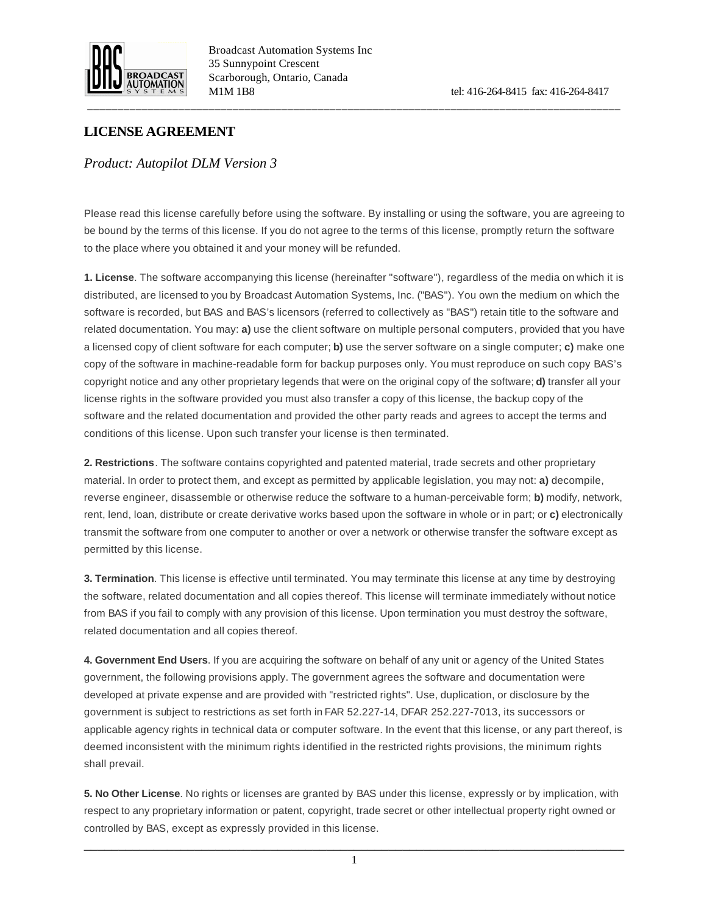Broadcast Automation Systems Inc
35 Sunnypoint Crescent
Scarborough, Ontario, Canada
M1M 1B8

tel: 416-264-8415 fax: 416-264-8417

## LICENSE AGREEMENT

*Product: Autopilot DLM Version 3*

Please read this license carefully before using the software. By installing or using the software, you are agreeing to be bound by the terms of this license. If you do not agree to the terms of this license, promptly return the software to the place where you obtained it and your money will be refunded.

**1. License**. The software accompanying this license (hereinafter "software"), regardless of the media on which it is distributed, are licensed to you by Broadcast Automation Systems, Inc. ("BAS"). You own the medium on which the software is recorded, but BAS and BAS's licensors (referred to collectively as "BAS") retain title to the software and related documentation. You may: **a)** use the client software on multiple personal computers, provided that you have a licensed copy of client software for each computer; **b)** use the server software on a single computer; **c)** make one copy of the software in machine-readable form for backup purposes only. You must reproduce on such copy BAS's copyright notice and any other proprietary legends that were on the original copy of the software; **d)** transfer all your license rights in the software provided you must also transfer a copy of this license, the backup copy of the software and the related documentation and provided the other party reads and agrees to accept the terms and conditions of this license. Upon such transfer your license is then terminated.

**2. Restrictions**. The software contains copyrighted and patented material, trade secrets and other proprietary material. In order to protect them, and except as permitted by applicable legislation, you may not: **a)** decompile, reverse engineer, disassemble or otherwise reduce the software to a human-perceivable form; **b)** modify, network, rent, lend, loan, distribute or create derivative works based upon the software in whole or in part; or **c)** electronically transmit the software from one computer to another or over a network or otherwise transfer the software except as permitted by this license.

**3. Termination**. This license is effective until terminated. You may terminate this license at any time by destroying the software, related documentation and all copies thereof. This license will terminate immediately without notice from BAS if you fail to comply with any provision of this license. Upon termination you must destroy the software, related documentation and all copies thereof.

**4. Government End Users**. If you are acquiring the software on behalf of any unit or agency of the United States government, the following provisions apply. The government agrees the software and documentation were developed at private expense and are provided with "restricted rights". Use, duplication, or disclosure by the government is subject to restrictions as set forth in FAR 52.227-14, DFAR 252.227-7013, its successors or applicable agency rights in technical data or computer software. In the event that this license, or any part thereof, is deemed inconsistent with the minimum rights identified in the restricted rights provisions, the minimum rights shall prevail.

**5. No Other License**. No rights or licenses are granted by BAS under this license, expressly or by implication, with respect to any proprietary information or patent, copyright, trade secret or other intellectual property right owned or controlled by BAS, except as expressly provided in this license.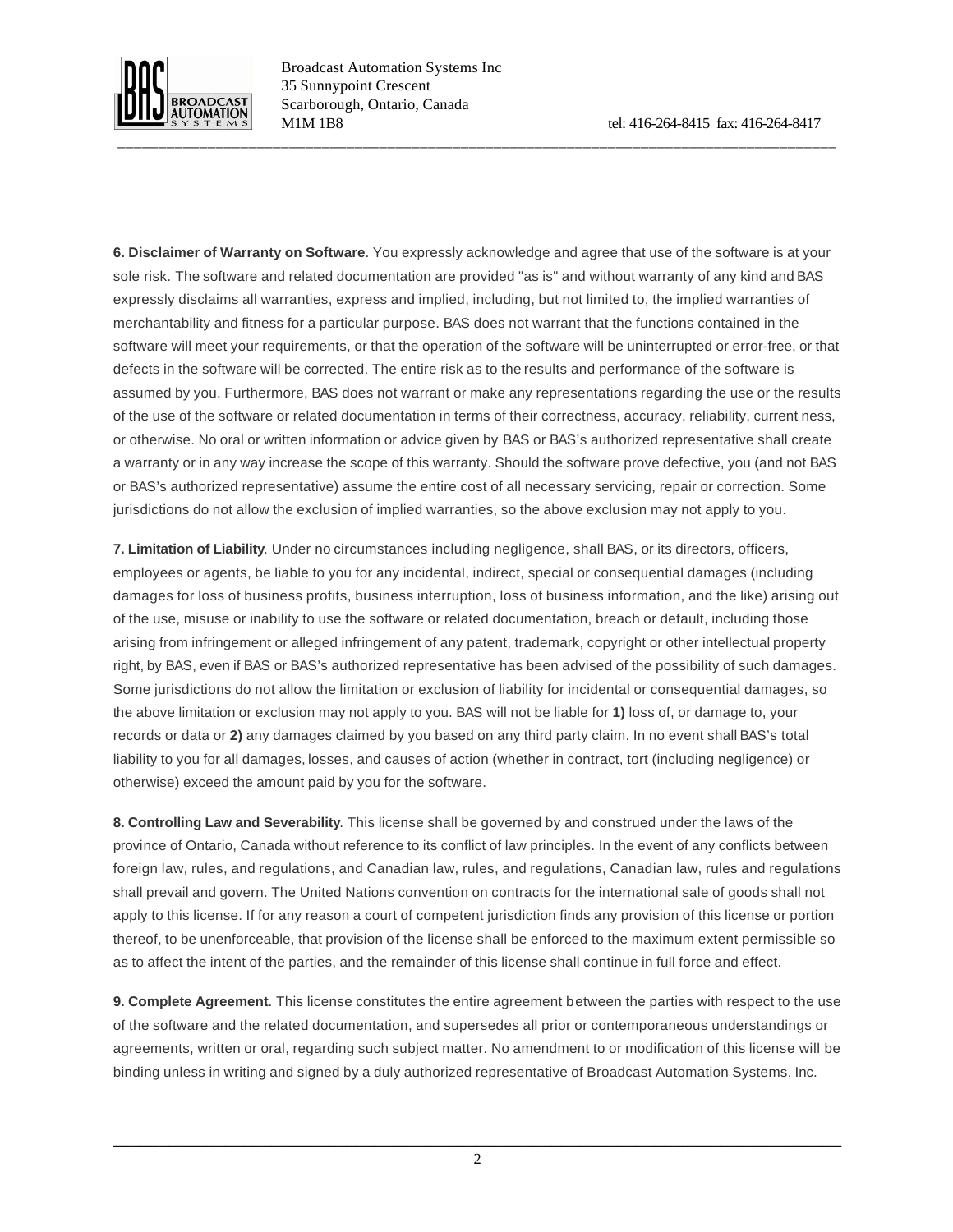**6. Disclaimer of Warranty on Software**. You expressly acknowledge and agree that use of the software is at your sole risk. The software and related documentation are provided "as is" and without warranty of any kind and BAS expressly disclaims all warranties, express and implied, including, but not limited to, the implied warranties of merchantability and fitness for a particular purpose. BAS does not warrant that the functions contained in the software will meet your requirements, or that the operation of the software will be uninterrupted or error-free, or that defects in the software will be corrected. The entire risk as to the results and performance of the software is assumed by you. Furthermore, BAS does not warrant or make any representations regarding the use or the results of the use of the software or related documentation in terms of their correctness, accuracy, reliability, current ness, or otherwise. No oral or written information or advice given by BAS or BAS's authorized representative shall create a warranty or in any way increase the scope of this warranty. Should the software prove defective, you (and not BAS or BAS's authorized representative) assume the entire cost of all necessary servicing, repair or correction. Some jurisdictions do not allow the exclusion of implied warranties, so the above exclusion may not apply to you.

**7. Limitation of Liability**. Under no circumstances including negligence, shall BAS, or its directors, officers, employees or agents, be liable to you for any incidental, indirect, special or consequential damages (including damages for loss of business profits, business interruption, loss of business information, and the like) arising out of the use, misuse or inability to use the software or related documentation, breach or default, including those arising from infringement or alleged infringement of any patent, trademark, copyright or other intellectual property right, by BAS, even if BAS or BAS's authorized representative has been advised of the possibility of such damages. Some jurisdictions do not allow the limitation or exclusion of liability for incidental or consequential damages, so the above limitation or exclusion may not apply to you. BAS will not be liable for **1)** loss of, or damage to, your records or data or **2)** any damages claimed by you based on any third party claim. In no event shall BAS's total liability to you for all damages, losses, and causes of action (whether in contract, tort (including negligence) or otherwise) exceed the amount paid by you for the software.

**8. Controlling Law and Severability**. This license shall be governed by and construed under the laws of the province of Ontario, Canada without reference to its conflict of law principles. In the event of any conflicts between foreign law, rules, and regulations, and Canadian law, rules, and regulations, Canadian law, rules and regulations shall prevail and govern. The United Nations convention on contracts for the international sale of goods shall not apply to this license. If for any reason a court of competent jurisdiction finds any provision of this license or portion thereof, to be unenforceable, that provision of the license shall be enforced to the maximum extent permissible so as to affect the intent of the parties, and the remainder of this license shall continue in full force and effect.

**9. Complete Agreement**. This license constitutes the entire agreement between the parties with respect to the use of the software and the related documentation, and supersedes all prior or contemporaneous understandings or agreements, written or oral, regarding such subject matter. No amendment to or modification of this license will be binding unless in writing and signed by a duly authorized representative of Broadcast Automation Systems, Inc.